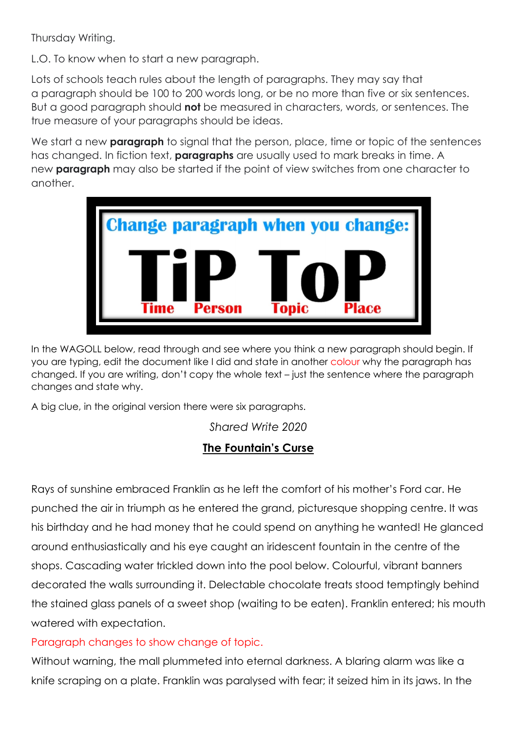Thursday Writing.

L.O. To know when to start a new paragraph.

Lots of schools teach rules about the length of paragraphs. They may say that a paragraph should be 100 to 200 words long, or be no more than five or six sentences. But a good paragraph should **not** be measured in characters, words, or sentences. The true measure of your paragraphs should be ideas.

We start a new **paragraph** to signal that the person, place, time or topic of the sentences has changed. In fiction text, **paragraphs** are usually used to mark breaks in time. A new **paragraph** may also be started if the point of view switches from one character to another.

**Change paragraph when you change:**

**TiP ToP**

**Time Person Topic Place**

In the WAGOLL below, read through and see where you think a new paragraph should begin. If you are typing, edit the document like I did and state in another colour why the paragraph has changed. If you are writing, don't copy the whole text – just the sentence where the paragraph changes and state why.

A big clue, in the original version there were six paragraphs.

*Shared Write 2020*

**The Fountain's Curse**

Rays of sunshine embraced Franklin as he left the comfort of his mother's Ford car. He punched the air in triumph as he entered the grand, picturesque shopping centre. It was his birthday and he had money that he could spend on anything he wanted! He glanced around enthusiastically and his eye caught an iridescent fountain in the centre of the shops. Cascading water trickled down into the pool below. Colourful, vibrant banners decorated the walls surrounding it. Delectable chocolate treats stood temptingly behind the stained glass panels of a sweet shop (waiting to be eaten). Franklin entered; his mouth watered with expectation.

Paragraph changes to show change of topic.

Without warning, the mall plummeted into eternal darkness. A blaring alarm was like a knife scraping on a plate. Franklin was paralysed with fear; it seized him in its jaws. In the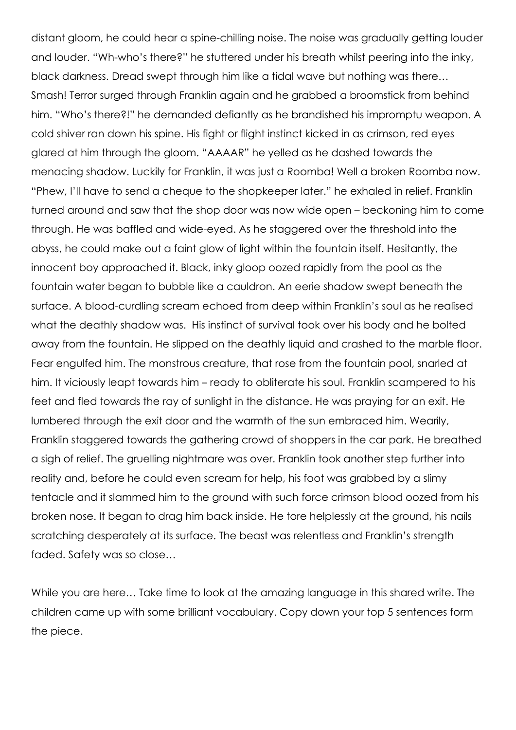distant gloom, he could hear a spine-chilling noise. The noise was gradually getting louder and louder. "Wh-who's there?" he stuttered under his breath whilst peering into the inky, black darkness. Dread swept through him like a tidal wave but nothing was there… Smash! Terror surged through Franklin again and he grabbed a broomstick from behind him. "Who's there?!" he demanded defiantly as he brandished his impromptu weapon. A cold shiver ran down his spine. His fight or flight instinct kicked in as crimson, red eyes glared at him through the gloom. "AAAAR" he yelled as he dashed towards the menacing shadow. Luckily for Franklin, it was just a Roomba! Well a broken Roomba now. "Phew, I'll have to send a cheque to the shopkeeper later." he exhaled in relief. Franklin turned around and saw that the shop door was now wide open – beckoning him to come through. He was baffled and wide-eyed. As he staggered over the threshold into the abyss, he could make out a faint glow of light within the fountain itself. Hesitantly, the innocent boy approached it. Black, inky gloop oozed rapidly from the pool as the fountain water began to bubble like a cauldron. An eerie shadow swept beneath the surface. A blood-curdling scream echoed from deep within Franklin's soul as he realised what the deathly shadow was. His instinct of survival took over his body and he bolted away from the fountain. He slipped on the deathly liquid and crashed to the marble floor. Fear engulfed him. The monstrous creature, that rose from the fountain pool, snarled at him. It viciously leapt towards him – ready to obliterate his soul. Franklin scampered to his feet and fled towards the ray of sunlight in the distance. He was praying for an exit. He lumbered through the exit door and the warmth of the sun embraced him. Wearily, Franklin staggered towards the gathering crowd of shoppers in the car park. He breathed a sigh of relief. The gruelling nightmare was over. Franklin took another step further into reality and, before he could even scream for help, his foot was grabbed by a slimy tentacle and it slammed him to the ground with such force crimson blood oozed from his broken nose. It began to drag him back inside. He tore helplessly at the ground, his nails scratching desperately at its surface. The beast was relentless and Franklin's strength faded. Safety was so close…

While you are here… Take time to look at the amazing language in this shared write. The children came up with some brilliant vocabulary. Copy down your top 5 sentences form the piece.